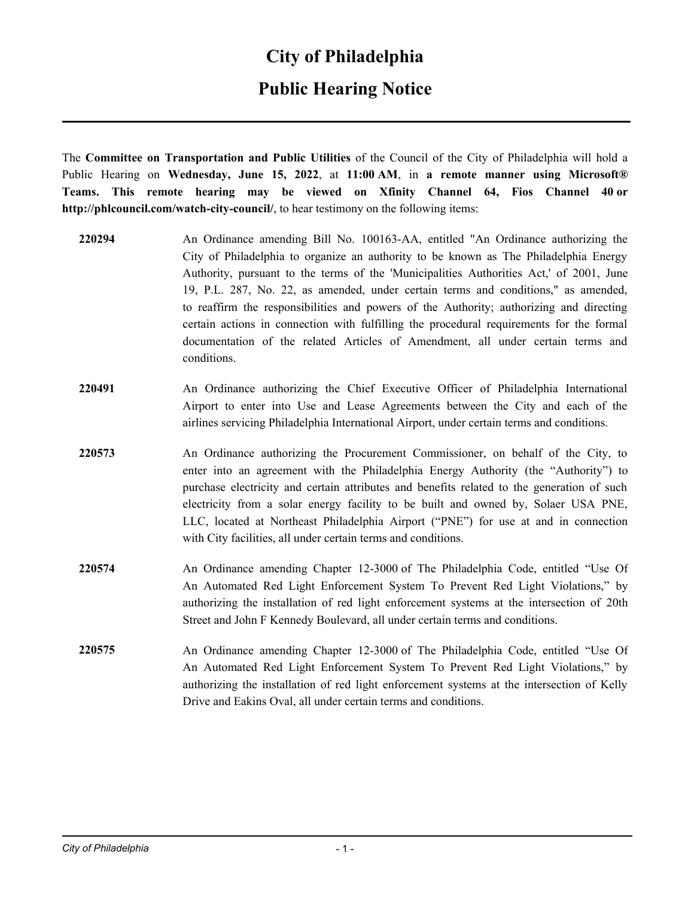# City of Philadelphia

## Public Hearing Notice

---

The **Committee on Transportation and Public Utilities** of the Council of the City of Philadelphia will hold a Public Hearing on **Wednesday, June 15, 2022**, at **11:00 AM**, in **a remote manner using Microsoft® Teams. This remote hearing may be viewed on Xfinity Channel 64, Fios Channel 40 or http://phlcouncil.com/watch-city-council/**, to hear testimony on the following items:

**220294** An Ordinance amending Bill No. 100163-AA, entitled "An Ordinance authorizing the City of Philadelphia to organize an authority to be known as The Philadelphia Energy Authority, pursuant to the terms of the 'Municipalities Authorities Act,' of 2001, June 19, P.L. 287, No. 22, as amended, under certain terms and conditions," as amended, to reaffirm the responsibilities and powers of the Authority; authorizing and directing certain actions in connection with fulfilling the procedural requirements for the formal documentation of the related Articles of Amendment, all under certain terms and conditions.

**220491** An Ordinance authorizing the Chief Executive Officer of Philadelphia International Airport to enter into Use and Lease Agreements between the City and each of the airlines servicing Philadelphia International Airport, under certain terms and conditions.

**220573** An Ordinance authorizing the Procurement Commissioner, on behalf of the City, to enter into an agreement with the Philadelphia Energy Authority (the "Authority") to purchase electricity and certain attributes and benefits related to the generation of such electricity from a solar energy facility to be built and owned by, Solaer USA PNE, LLC, located at Northeast Philadelphia Airport ("PNE") for use at and in connection with City facilities, all under certain terms and conditions.

**220574** An Ordinance amending Chapter 12-3000 of The Philadelphia Code, entitled "Use Of An Automated Red Light Enforcement System To Prevent Red Light Violations," by authorizing the installation of red light enforcement systems at the intersection of 20th Street and John F Kennedy Boulevard, all under certain terms and conditions.

**220575** An Ordinance amending Chapter 12-3000 of The Philadelphia Code, entitled "Use Of An Automated Red Light Enforcement System To Prevent Red Light Violations," by authorizing the installation of red light enforcement systems at the intersection of Kelly Drive and Eakins Oval, all under certain terms and conditions.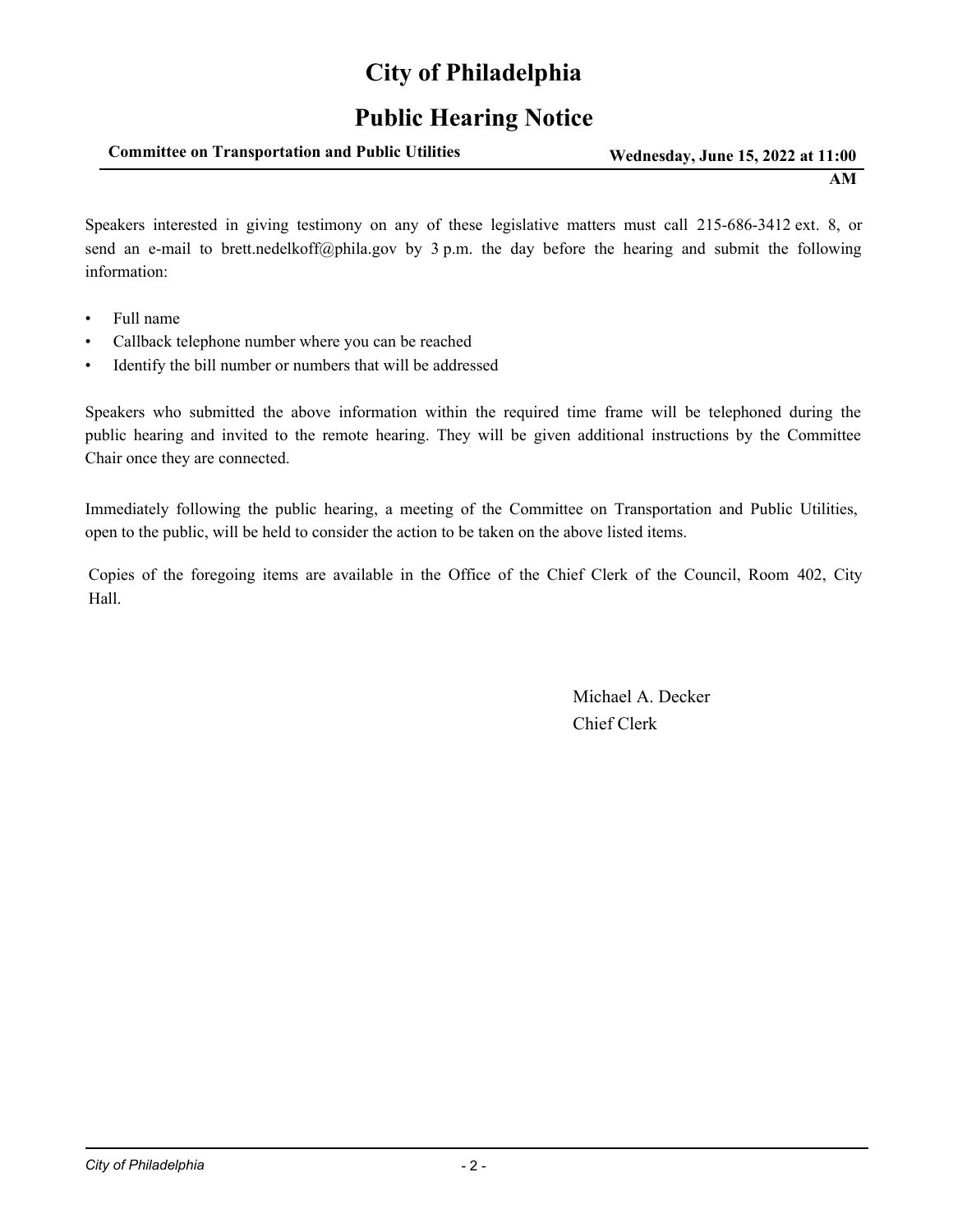# City of Philadelphia

## Public Hearing Notice

**Committee on Transportation and Public Utilities** **Wednesday, June 15, 2022 at 11:00 AM**

Speakers interested in giving testimony on any of these legislative matters must call 215-686-3412 ext. 8, or send an e-mail to brett.nedelkoff@phila.gov by 3 p.m. the day before the hearing and submit the following information:

- Full name
- Callback telephone number where you can be reached
- Identify the bill number or numbers that will be addressed

Speakers who submitted the above information within the required time frame will be telephoned during the public hearing and invited to the remote hearing. They will be given additional instructions by the Committee Chair once they are connected.

Immediately following the public hearing, a meeting of the Committee on Transportation and Public Utilities, open to the public, will be held to consider the action to be taken on the above listed items.

Copies of the foregoing items are available in the Office of the Chief Clerk of the Council, Room 402, City Hall.

Michael A. Decker
Chief Clerk